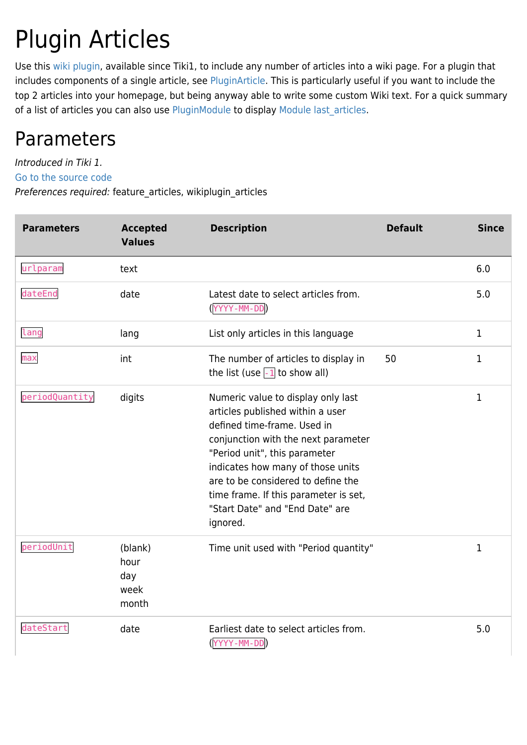# Plugin Articles

Use this wiki plugin, available since Tiki1, to include any number of articles into a wiki page. For a plugin that includes components of a single article, see PluginArticle. This is particularly useful if you want to include the top 2 articles into your homepage, but being anyway able to write some custom Wiki text. For a quick summary of a list of articles you can also use PluginModule to display Module last_articles.

## Parameters

*Introduced in Tiki 1.*
Go to the source code
*Preferences required:* feature_articles, wikiplugin_articles

| Parameters | Accepted Values | Description | Default | Since |
|---|---|---|---|---|
| `urlparam` | text | | | 6.0 |
| `dateEnd` | date | Latest date to select articles from. (`YYYY-MM-DD`) | | 5.0 |
| `lang` | lang | List only articles in this language | | 1 |
| `max` | int | The number of articles to display in the list (use `-1` to show all) | 50 | 1 |
| `periodQuantity` | digits | Numeric value to display only last articles published within a user defined time-frame. Used in conjunction with the next parameter "Period unit", this parameter indicates how many of those units are to be considered to define the time frame. If this parameter is set, "Start Date" and "End Date" are ignored. | | 1 |
| `periodUnit` | (blank)<br>hour<br>day<br>week<br>month | Time unit used with "Period quantity" | | 1 |
| `dateStart` | date | Earliest date to select articles from. (`YYYY-MM-DD`) | | 5.0 |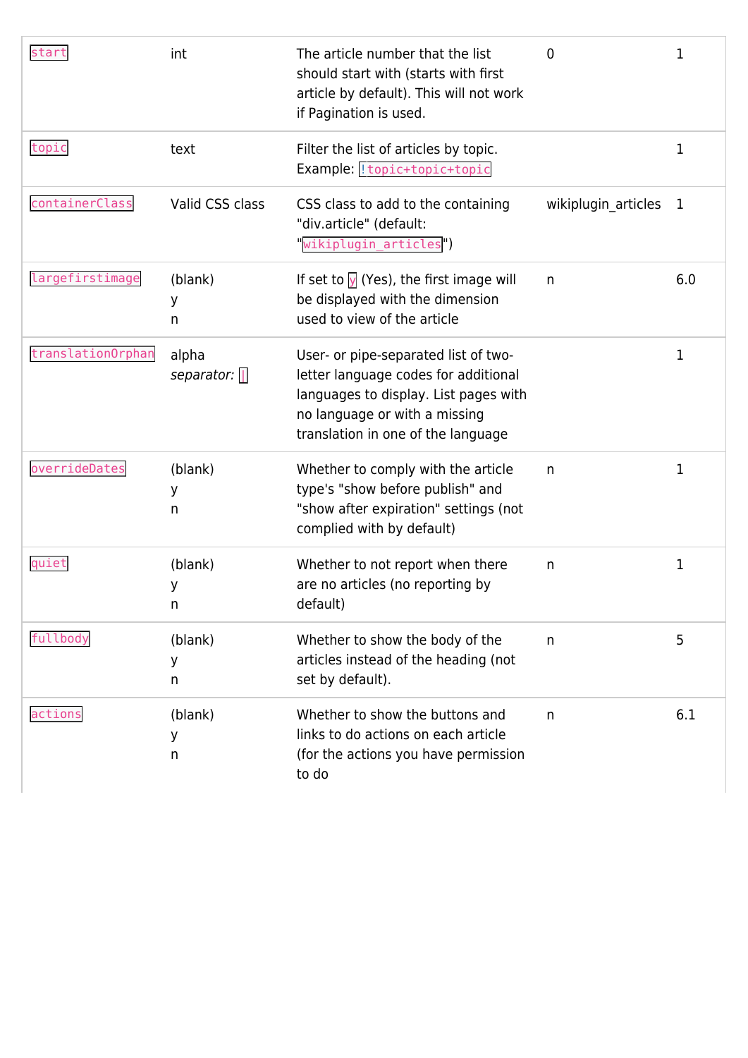| `start` | int | The article number that the list should start with (starts with first article by default). This will not work if Pagination is used. | 0 | 1 |
|---|---|---|---|---|
| `topic` | text | Filter the list of articles by topic. Example: `!topic+topic+topic` | | 1 |
| `containerClass` | Valid CSS class | CSS class to add to the containing "div.article" (default: "`wikiplugin_articles`") | wikiplugin_articles | 1 |
| `largefirstimage` | (blank)<br>y<br>n | If set to `y` (Yes), the first image will be displayed with the dimension used to view of the article | n | 6.0 |
| `translationOrphan` | alpha<br>*separator:* `\|` | User- or pipe-separated list of two-letter language codes for additional languages to display. List pages with no language or with a missing translation in one of the language | | 1 |
| `overrideDates` | (blank)<br>y<br>n | Whether to comply with the article type's "show before publish" and "show after expiration" settings (not complied with by default) | n | 1 |
| `quiet` | (blank)<br>y<br>n | Whether to not report when there are no articles (no reporting by default) | n | 1 |
| `fullbody` | (blank)<br>y<br>n | Whether to show the body of the articles instead of the heading (not set by default). | n | 5 |
| `actions` | (blank)<br>y<br>n | Whether to show the buttons and links to do actions on each article (for the actions you have permission to do | n | 6.1 |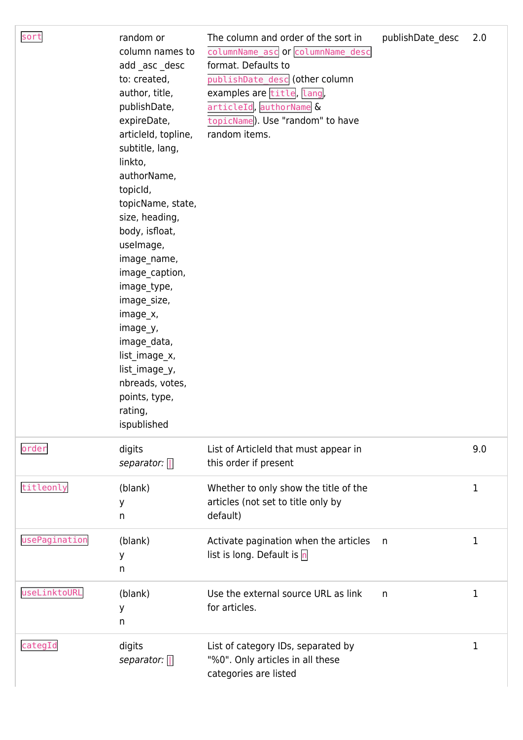| `sort` | random or column names to add _asc _desc to: created, author, title, publishDate, expireDate, articleId, topline, subtitle, lang, linkto, authorName, topicId, topicName, state, size, heading, body, isfloat, useImage, image_name, image_caption, image_type, image_size, image_x, image_y, image_data, list_image_x, list_image_y, nbreads, votes, points, type, rating, ispublished | The column and order of the sort in `columnName_asc` or `columnName_desc` format. Defaults to `publishDate_desc` (other column examples are `title`, `lang`, `articleId`, `authorName` & `topicName`). Use "random" to have random items. | publishDate_desc | 2.0 |
|---|---|---|---|---|
| `order` | digits *separator:* `|` | List of ArticleId that must appear in this order if present | | 9.0 |
| `titleonly` | (blank) y n | Whether to only show the title of the articles (not set to title only by default) | | 1 |
| `usePagination` | (blank) y n | Activate pagination when the articles list is long. Default is `n` | n | 1 |
| `useLinktoURL` | (blank) y n | Use the external source URL as link for articles. | n | 1 |
| `categId` | digits *separator:* `|` | List of category IDs, separated by "%0". Only articles in all these categories are listed | | 1 |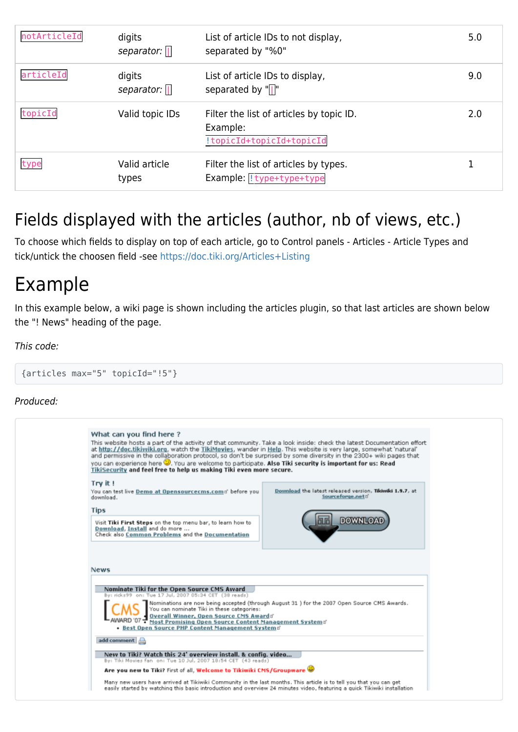| notArticleId | digits<br>*separator:* \| | List of article IDs to not display, separated by "%0" | 5.0 |
|---|---|---|---|
| articleId | digits<br>*separator:* \| | List of article IDs to display, separated by "\|" | 9.0 |
| topicId | Valid topic IDs | Filter the list of articles by topic ID. Example: `!topicId+topicId+topicId` | 2.0 |
| type | Valid article types | Filter the list of articles by types. Example: `!type+type+type` | 1 |

# Fields displayed with the articles (author, nb of views, etc.)

To choose which fields to display on top of each article, go to Control panels - Articles - Article Types and tick/untick the choosen field -see https://doc.tiki.org/Articles+Listing

# Example

In this example below, a wiki page is shown including the articles plugin, so that last articles are shown below the "! News" heading of the page.

*This code:*

```
{articles max="5" topicId="!5"}
```

*Produced:*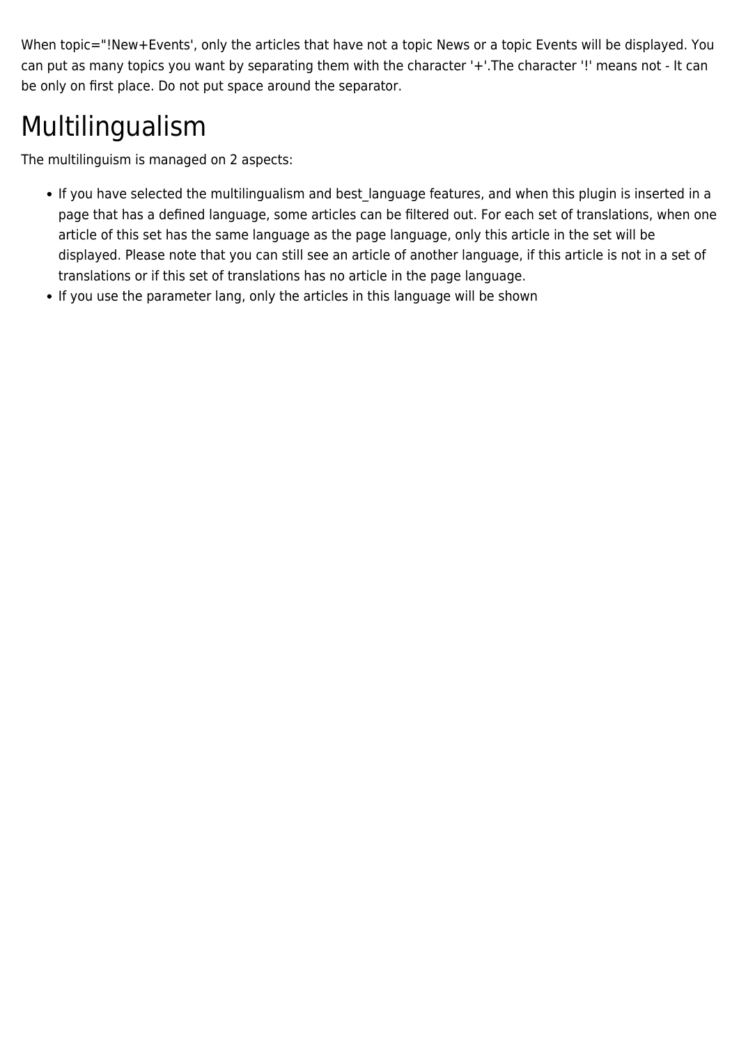When topic="!New+Events', only the articles that have not a topic News or a topic Events will be displayed. You can put as many topics you want by separating them with the character '+'.The character '!' means not - It can be only on first place. Do not put space around the separator.

# Multilingualism

The multilinguism is managed on 2 aspects:

- If you have selected the multilingualism and best_language features, and when this plugin is inserted in a page that has a defined language, some articles can be filtered out. For each set of translations, when one article of this set has the same language as the page language, only this article in the set will be displayed. Please note that you can still see an article of another language, if this article is not in a set of translations or if this set of translations has no article in the page language.
- If you use the parameter lang, only the articles in this language will be shown